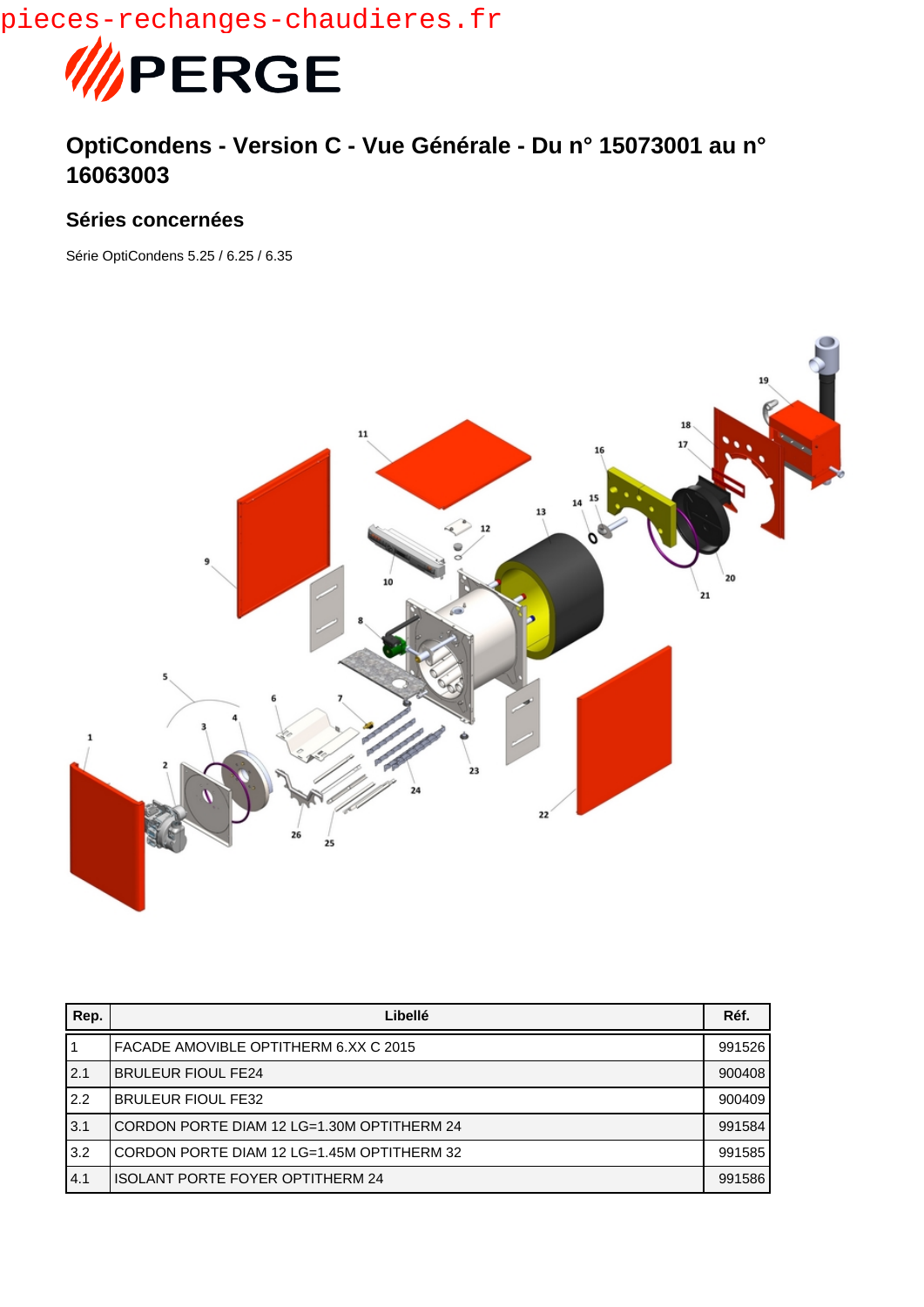pieces-rechanges-chaudieres.fr

PERGE

# OptiCondens - Version C - Vue Générale - Du n° 15073001 au n° 16063003

## Séries concernées

Série OptiCondens 5.25 / 6.25 / 6.35

| Rep. | Libellé | Réf. |
|---|---|---|
| 1 | FACADE AMOVIBLE OPTITHERM 6.XX C 2015 | 991526 |
| 2.1 | BRULEUR FIOUL FE24 | 900408 |
| 2.2 | BRULEUR FIOUL FE32 | 900409 |
| 3.1 | CORDON PORTE DIAM 12 LG=1.30M OPTITHERM 24 | 991584 |
| 3.2 | CORDON PORTE DIAM 12 LG=1.45M OPTITHERM 32 | 991585 |
| 4.1 | ISOLANT PORTE FOYER OPTITHERM 24 | 991586 |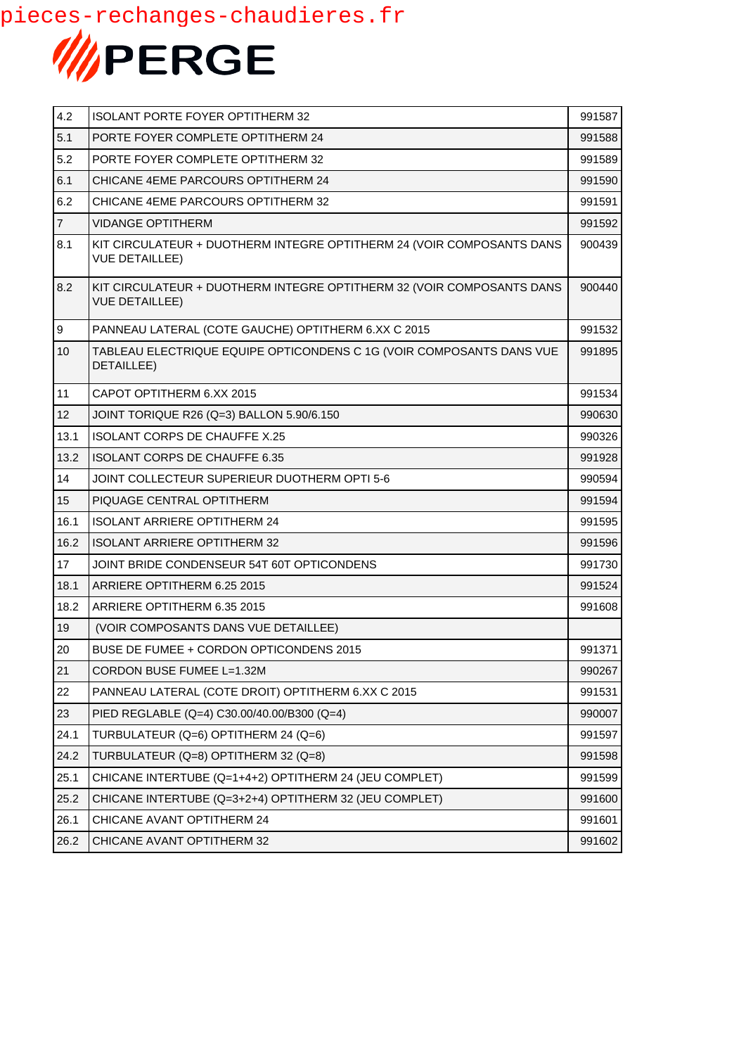pieces-rechanges-chaudieres.fr

PERGE

| | | |
|---|---|---|
| 4.2 | ISOLANT PORTE FOYER OPTITHERM 32 | 991587 |
| 5.1 | PORTE FOYER COMPLETE OPTITHERM 24 | 991588 |
| 5.2 | PORTE FOYER COMPLETE OPTITHERM 32 | 991589 |
| 6.1 | CHICANE 4EME PARCOURS OPTITHERM 24 | 991590 |
| 6.2 | CHICANE 4EME PARCOURS OPTITHERM 32 | 991591 |
| 7 | VIDANGE OPTITHERM | 991592 |
| 8.1 | KIT CIRCULATEUR + DUOTHERM INTEGRE OPTITHERM 24 (VOIR COMPOSANTS DANS VUE DETAILLEE) | 900439 |
| 8.2 | KIT CIRCULATEUR + DUOTHERM INTEGRE OPTITHERM 32 (VOIR COMPOSANTS DANS VUE DETAILLEE) | 900440 |
| 9 | PANNEAU LATERAL (COTE GAUCHE) OPTITHERM 6.XX C 2015 | 991532 |
| 10 | TABLEAU ELECTRIQUE EQUIPE OPTICONDENS C 1G (VOIR COMPOSANTS DANS VUE DETAILLEE) | 991895 |
| 11 | CAPOT OPTITHERM 6.XX 2015 | 991534 |
| 12 | JOINT TORIQUE R26 (Q=3) BALLON 5.90/6.150 | 990630 |
| 13.1 | ISOLANT CORPS DE CHAUFFE X.25 | 990326 |
| 13.2 | ISOLANT CORPS DE CHAUFFE 6.35 | 991928 |
| 14 | JOINT COLLECTEUR SUPERIEUR DUOTHERM OPTI 5-6 | 990594 |
| 15 | PIQUAGE CENTRAL OPTITHERM | 991594 |
| 16.1 | ISOLANT ARRIERE OPTITHERM 24 | 991595 |
| 16.2 | ISOLANT ARRIERE OPTITHERM 32 | 991596 |
| 17 | JOINT BRIDE CONDENSEUR 54T 60T OPTICONDENS | 991730 |
| 18.1 | ARRIERE OPTITHERM 6.25 2015 | 991524 |
| 18.2 | ARRIERE OPTITHERM 6.35 2015 | 991608 |
| 19 | (VOIR COMPOSANTS DANS VUE DETAILLEE) | |
| 20 | BUSE DE FUMEE + CORDON OPTICONDENS 2015 | 991371 |
| 21 | CORDON BUSE FUMEE L=1.32M | 990267 |
| 22 | PANNEAU LATERAL (COTE DROIT) OPTITHERM 6.XX C 2015 | 991531 |
| 23 | PIED REGLABLE (Q=4) C30.00/40.00/B300 (Q=4) | 990007 |
| 24.1 | TURBULATEUR (Q=6) OPTITHERM 24 (Q=6) | 991597 |
| 24.2 | TURBULATEUR (Q=8) OPTITHERM 32 (Q=8) | 991598 |
| 25.1 | CHICANE INTERTUBE (Q=1+4+2) OPTITHERM 24 (JEU COMPLET) | 991599 |
| 25.2 | CHICANE INTERTUBE (Q=3+2+4) OPTITHERM 32 (JEU COMPLET) | 991600 |
| 26.1 | CHICANE AVANT OPTITHERM 24 | 991601 |
| 26.2 | CHICANE AVANT OPTITHERM 32 | 991602 |